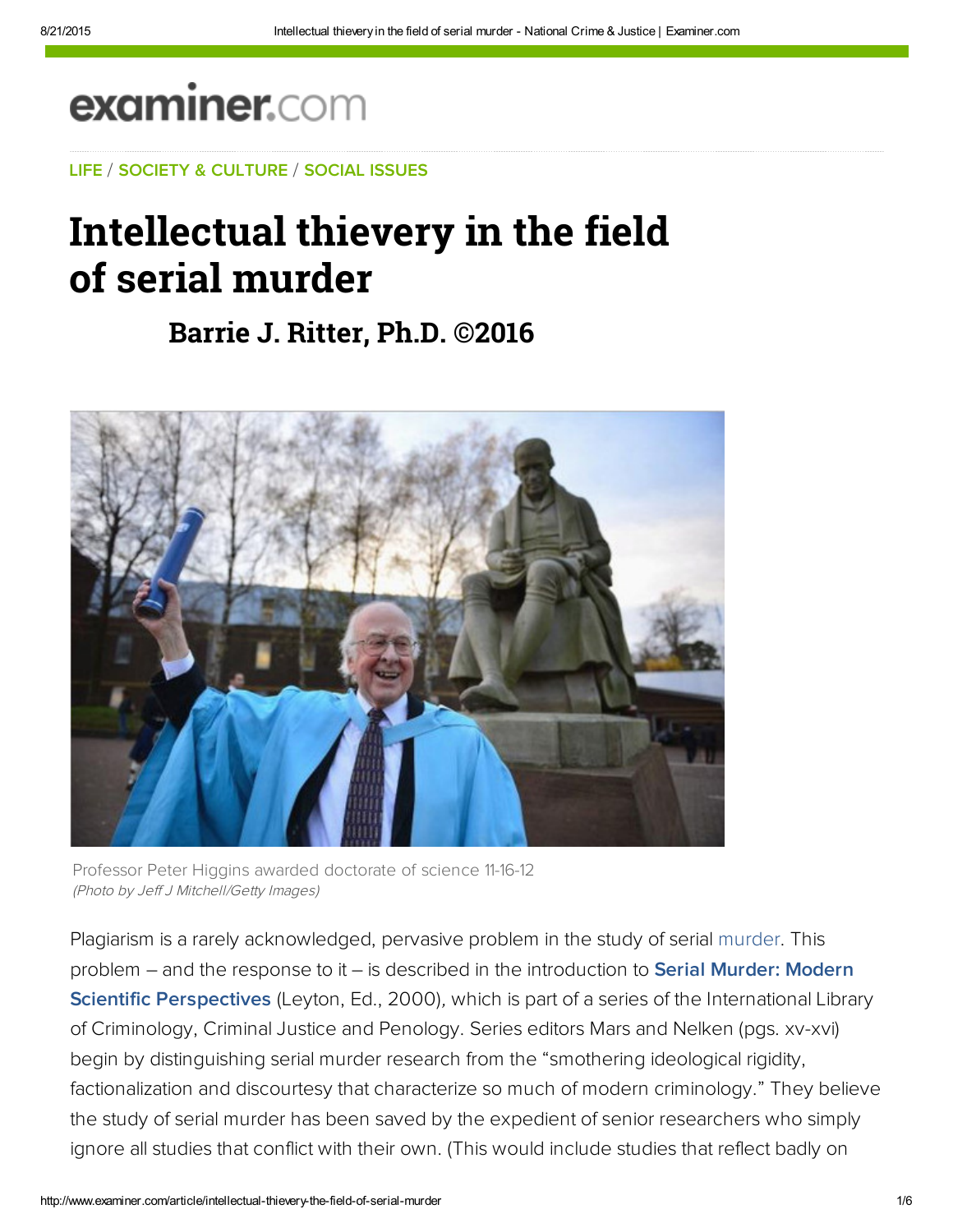examiner.com

LIFE / SOCIETY & CULTURE / SOCIAL ISSUES

# Intellectual thievery in the field of serial murder

## Barrie J. Ritter, Ph.D. ©2016

Professor Peter Higgins awarded doctorate of science 11-16-12
*(Photo by Jeff J Mitchell/Getty Images)*

Plagiarism is a rarely acknowledged, pervasive problem in the study of serial murder. This problem – and the response to it – is described in the introduction to **Serial Murder: Modern Scientific Perspectives** (Leyton, Ed., 2000), which is part of a series of the International Library of Criminology, Criminal Justice and Penology. Series editors Mars and Nelken (pgs. xv-xvi) begin by distinguishing serial murder research from the "smothering ideological rigidity, factionalization and discourtesy that characterize so much of modern criminology." They believe the study of serial murder has been saved by the expedient of senior researchers who simply ignore all studies that conflict with their own. (This would include studies that reflect badly on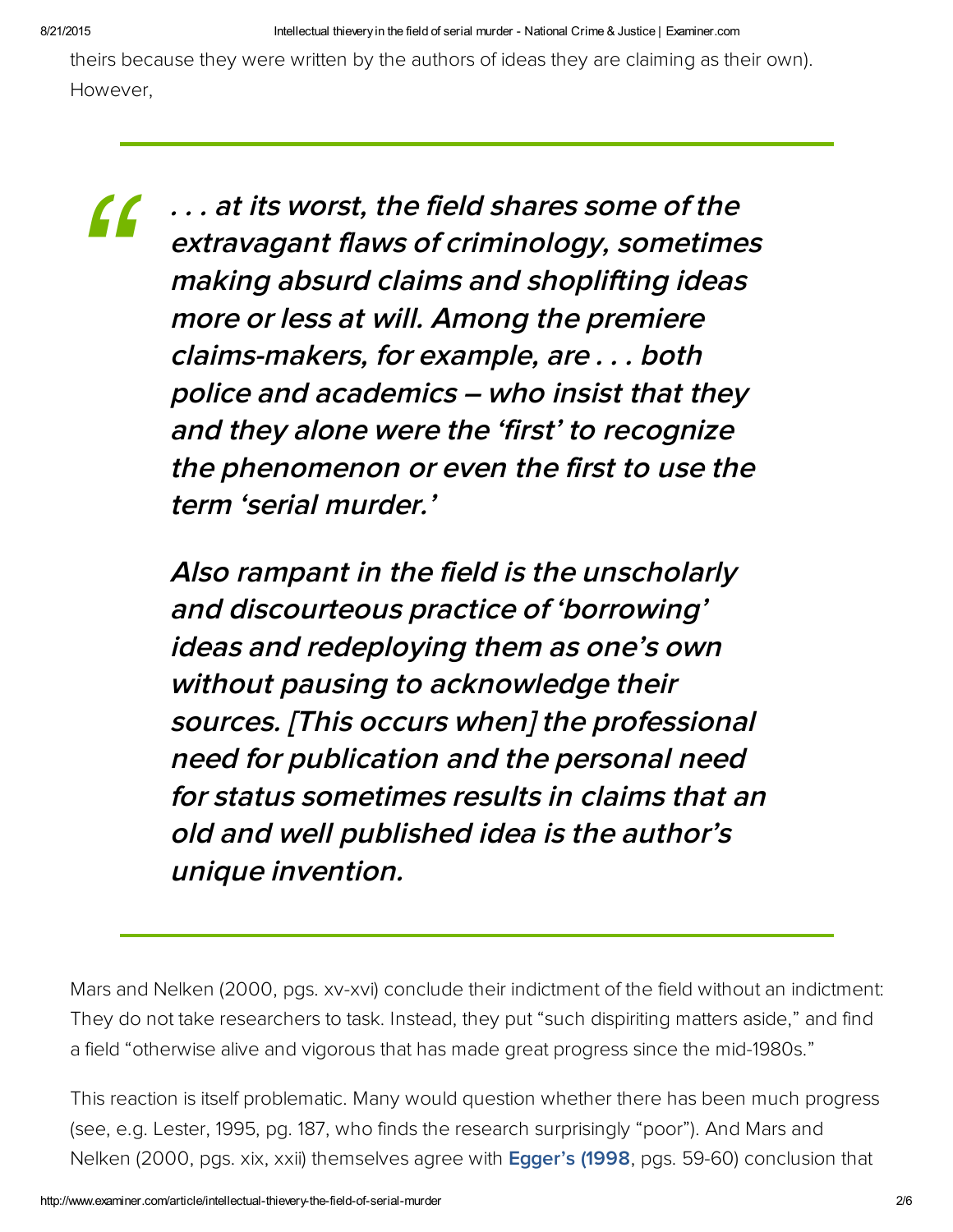theirs because they were written by the authors of ideas they are claiming as their own). However,

> ***. . . at its worst, the field shares some of the extravagant flaws of criminology, sometimes making absurd claims and shoplifting ideas more or less at will. Among the premiere claims-makers, for example, are . . . both police and academics – who insist that they and they alone were the 'first' to recognize the phenomenon or even the first to use the term 'serial murder.'***
>
> ***Also rampant in the field is the unscholarly and discourteous practice of 'borrowing' ideas and redeploying them as one's own without pausing to acknowledge their sources. [This occurs when] the professional need for publication and the personal need for status sometimes results in claims that an old and well published idea is the author's unique invention.***

Mars and Nelken (2000, pgs. xv-xvi) conclude their indictment of the field without an indictment: They do not take researchers to task. Instead, they put "such dispiriting matters aside," and find a field "otherwise alive and vigorous that has made great progress since the mid-1980s."

This reaction is itself problematic. Many would question whether there has been much progress (see, e.g. Lester, 1995, pg. 187, who finds the research surprisingly "poor"). And Mars and Nelken (2000, pgs. xix, xxii) themselves agree with **Egger's (1998**, pgs. 59-60) conclusion that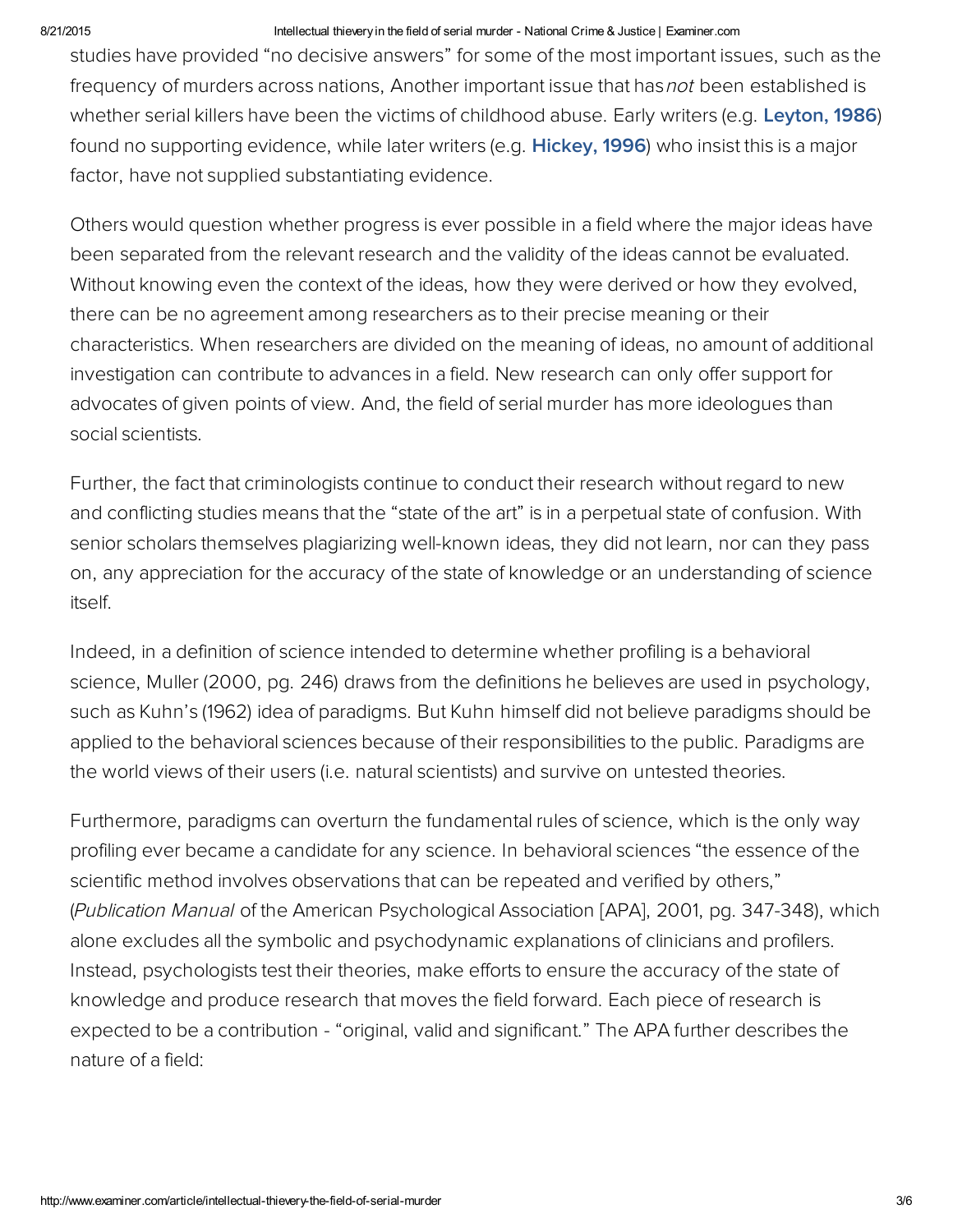studies have provided "no decisive answers" for some of the most important issues, such as the frequency of murders across nations, Another important issue that has *not* been established is whether serial killers have been the victims of childhood abuse. Early writers (e.g. **Leyton, 1986**) found no supporting evidence, while later writers (e.g. **Hickey, 1996**) who insist this is a major factor, have not supplied substantiating evidence.

Others would question whether progress is ever possible in a field where the major ideas have been separated from the relevant research and the validity of the ideas cannot be evaluated. Without knowing even the context of the ideas, how they were derived or how they evolved, there can be no agreement among researchers as to their precise meaning or their characteristics. When researchers are divided on the meaning of ideas, no amount of additional investigation can contribute to advances in a field. New research can only offer support for advocates of given points of view. And, the field of serial murder has more ideologues than social scientists.

Further, the fact that criminologists continue to conduct their research without regard to new and conflicting studies means that the "state of the art" is in a perpetual state of confusion. With senior scholars themselves plagiarizing well-known ideas, they did not learn, nor can they pass on, any appreciation for the accuracy of the state of knowledge or an understanding of science itself.

Indeed, in a definition of science intended to determine whether profiling is a behavioral science, Muller (2000, pg. 246) draws from the definitions he believes are used in psychology, such as Kuhn's (1962) idea of paradigms. But Kuhn himself did not believe paradigms should be applied to the behavioral sciences because of their responsibilities to the public. Paradigms are the world views of their users (i.e. natural scientists) and survive on untested theories.

Furthermore, paradigms can overturn the fundamental rules of science, which is the only way profiling ever became a candidate for any science. In behavioral sciences "the essence of the scientific method involves observations that can be repeated and verified by others," (*Publication Manual* of the American Psychological Association [APA], 2001, pg. 347-348), which alone excludes all the symbolic and psychodynamic explanations of clinicians and profilers. Instead, psychologists test their theories, make efforts to ensure the accuracy of the state of knowledge and produce research that moves the field forward. Each piece of research is expected to be a contribution - "original, valid and significant." The APA further describes the nature of a field: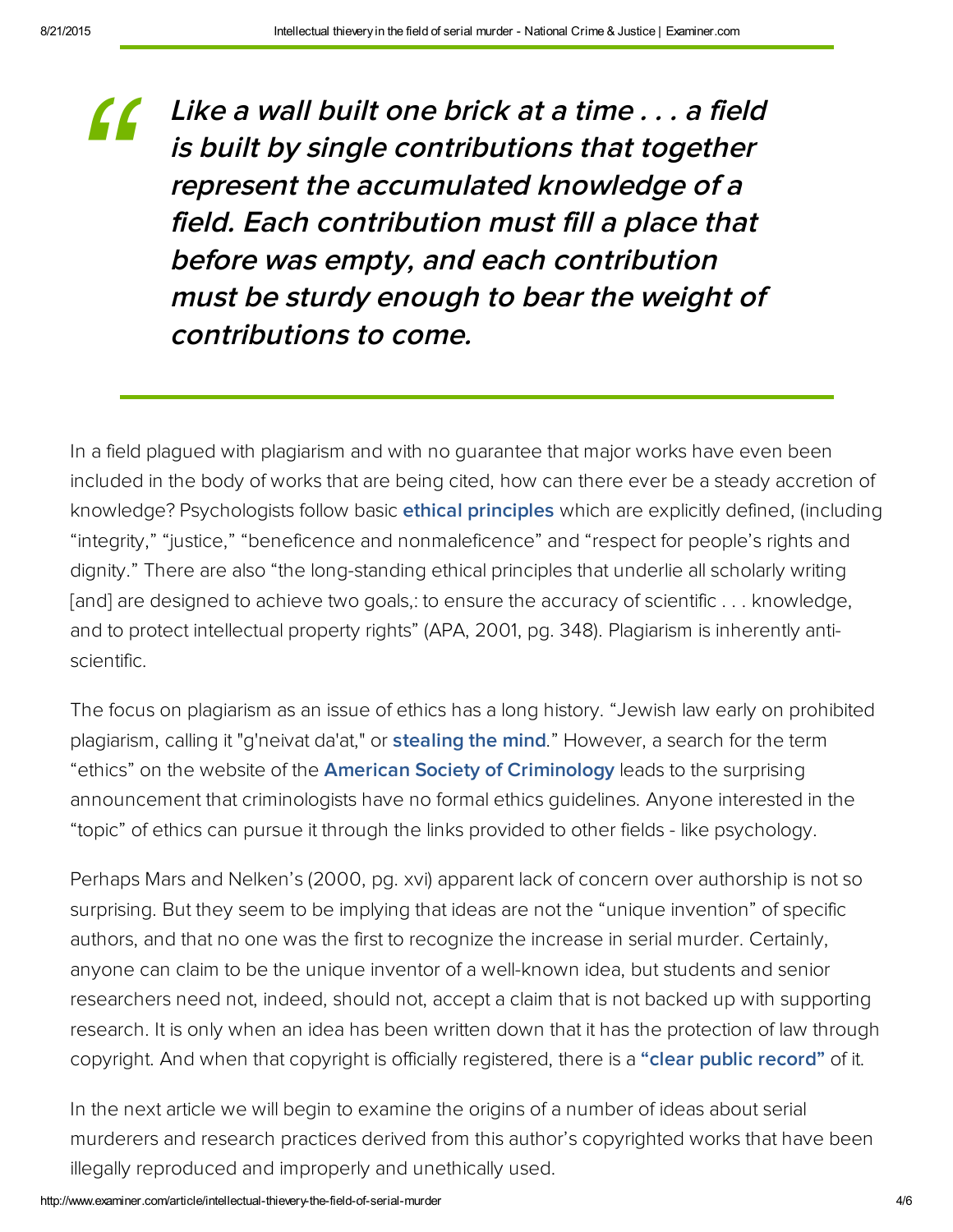> ***Like a wall built one brick at a time . . . a field is built by single contributions that together represent the accumulated knowledge of a field. Each contribution must fill a place that before was empty, and each contribution must be sturdy enough to bear the weight of contributions to come.***

In a field plagued with plagiarism and with no guarantee that major works have even been included in the body of works that are being cited, how can there ever be a steady accretion of knowledge? Psychologists follow basic **ethical principles** which are explicitly defined, (including "integrity," "justice," "beneficence and nonmaleficence" and "respect for people's rights and dignity." There are also "the long-standing ethical principles that underlie all scholarly writing [and] are designed to achieve two goals,: to ensure the accuracy of scientific . . . knowledge, and to protect intellectual property rights" (APA, 2001, pg. 348). Plagiarism is inherently anti-scientific.

The focus on plagiarism as an issue of ethics has a long history. "Jewish law early on prohibited plagiarism, calling it "g'neivat da'at," or **stealing the mind**." However, a search for the term "ethics" on the website of the **American Society of Criminology** leads to the surprising announcement that criminologists have no formal ethics guidelines. Anyone interested in the "topic" of ethics can pursue it through the links provided to other fields - like psychology.

Perhaps Mars and Nelken's (2000, pg. xvi) apparent lack of concern over authorship is not so surprising. But they seem to be implying that ideas are not the "unique invention" of specific authors, and that no one was the first to recognize the increase in serial murder. Certainly, anyone can claim to be the unique inventor of a well-known idea, but students and senior researchers need not, indeed, should not, accept a claim that is not backed up with supporting research. It is only when an idea has been written down that it has the protection of law through copyright. And when that copyright is officially registered, there is a **"clear public record"** of it.

In the next article we will begin to examine the origins of a number of ideas about serial murderers and research practices derived from this author's copyrighted works that have been illegally reproduced and improperly and unethically used.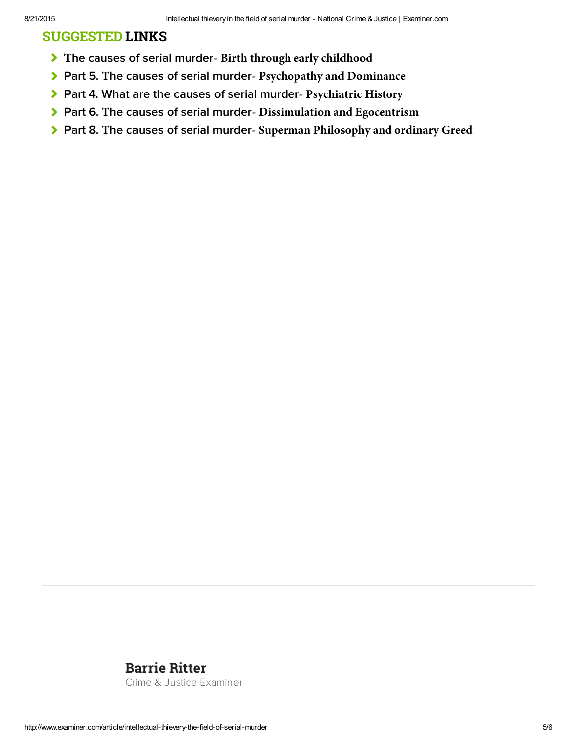## SUGGESTED LINKS

- The causes of serial murder- **Birth through early childhood**
- Part 5. The causes of serial murder- **Psychopathy and Dominance**
- Part 4. What are the causes of serial murder- **Psychiatric History**
- Part 6. The causes of serial murder- **Dissimulation and Egocentrism**
- Part 8. The causes of serial murder- **Superman Philosophy and ordinary Greed**

---

**Barrie Ritter**
Crime & Justice Examiner